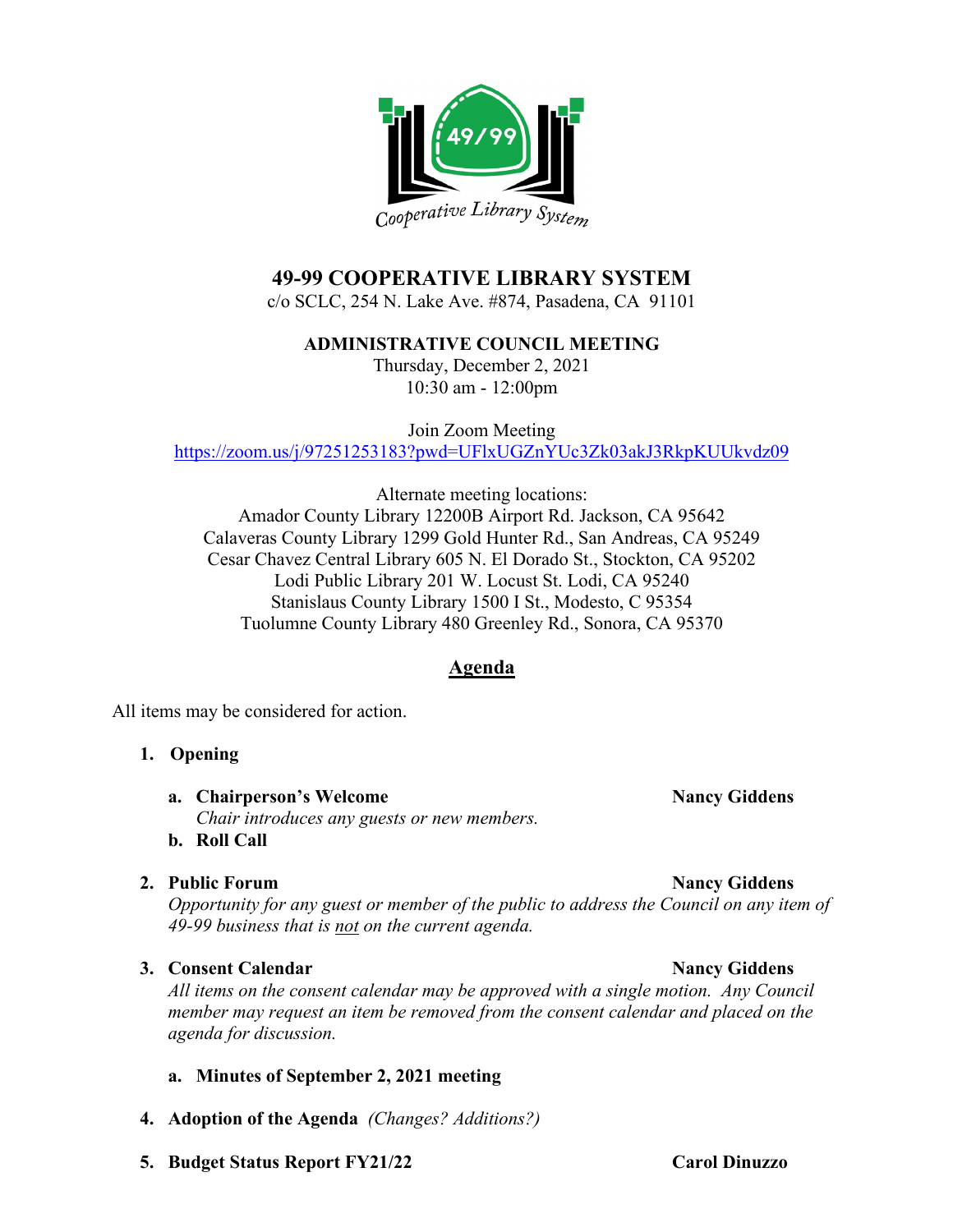# 49-99 COOPERATIVE LIBRARY SYSTEM

c/o SCLC, 254 N. Lake Ave. #874, Pasadena, CA 91101

## ADMINISTRATIVE COUNCIL MEETING

Thursday, December 2, 2021
10:30 am - 12:00pm

Join Zoom Meeting
https://zoom.us/j/97251253183?pwd=UFlxUGZnYUc3Zk03akJ3RkpKUUkvdz09

Alternate meeting locations:
Amador County Library 12200B Airport Rd. Jackson, CA 95642
Calaveras County Library 1299 Gold Hunter Rd., San Andreas, CA 95249
Cesar Chavez Central Library 605 N. El Dorado St., Stockton, CA 95202
Lodi Public Library 201 W. Locust St. Lodi, CA 95240
Stanislaus County Library 1500 I St., Modesto, C 95354
Tuolumne County Library 480 Greenley Rd., Sonora, CA 95370

## Agenda

All items may be considered for action.

1. **Opening**
   - a. **Chairperson's Welcome** — **Nancy Giddens**
     *Chair introduces any guests or new members.*
   - b. **Roll Call**

2. **Public Forum** — **Nancy Giddens**
   *Opportunity for any guest or member of the public to address the Council on any item of 49-99 business that is not on the current agenda.*

3. **Consent Calendar** — **Nancy Giddens**
   *All items on the consent calendar may be approved with a single motion. Any Council member may request an item be removed from the consent calendar and placed on the agenda for discussion.*
   - a. **Minutes of September 2, 2021 meeting**

4. **Adoption of the Agenda** *(Changes? Additions?)*

5. **Budget Status Report FY21/22** — **Carol Dinuzzo**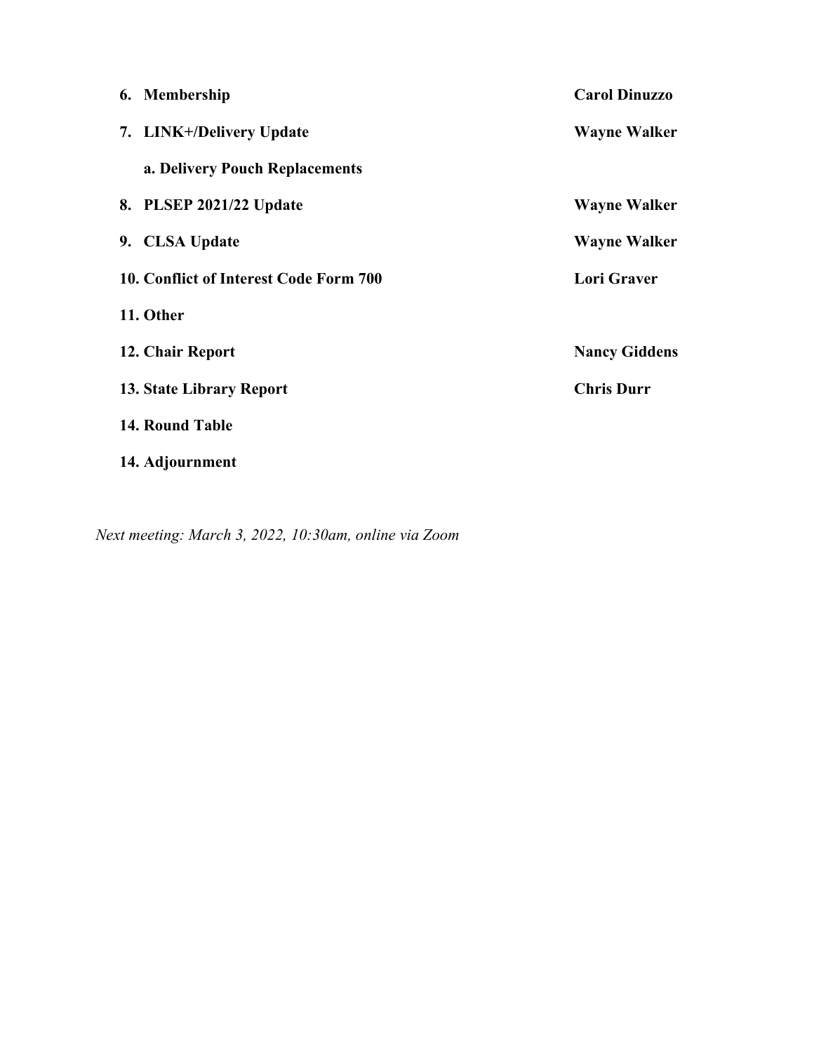**6. Membership** **Carol Dinuzzo**

**7. LINK+/Delivery Update** **Wayne Walker**

**a. Delivery Pouch Replacements**

**8. PLSEP 2021/22 Update** **Wayne Walker**

**9. CLSA Update** **Wayne Walker**

**10. Conflict of Interest Code Form 700** **Lori Graver**

**11. Other**

**12. Chair Report** **Nancy Giddens**

**13. State Library Report** **Chris Durr**

**14. Round Table**

**14. Adjournment**

*Next meeting: March 3, 2022, 10:30am, online via Zoom*